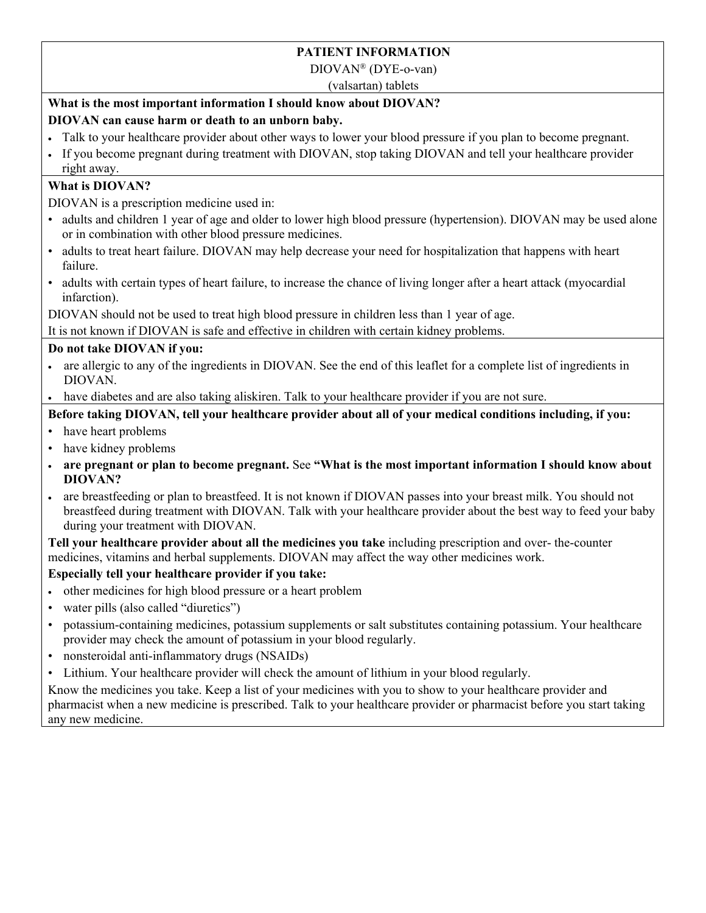# PATIENT INFORMATION

DIOVAN® (DYE-o-van)

(valsartan) tablets

**What is the most important information I should know about DIOVAN?**

**DIOVAN can cause harm or death to an unborn baby.**

- Talk to your healthcare provider about other ways to lower your blood pressure if you plan to become pregnant.
- If you become pregnant during treatment with DIOVAN, stop taking DIOVAN and tell your healthcare provider right away.

**What is DIOVAN?**

DIOVAN is a prescription medicine used in:

- adults and children 1 year of age and older to lower high blood pressure (hypertension). DIOVAN may be used alone or in combination with other blood pressure medicines.
- adults to treat heart failure. DIOVAN may help decrease your need for hospitalization that happens with heart failure.
- adults with certain types of heart failure, to increase the chance of living longer after a heart attack (myocardial infarction).

DIOVAN should not be used to treat high blood pressure in children less than 1 year of age.

It is not known if DIOVAN is safe and effective in children with certain kidney problems.

**Do not take DIOVAN if you:**

- are allergic to any of the ingredients in DIOVAN. See the end of this leaflet for a complete list of ingredients in DIOVAN.
- have diabetes and are also taking aliskiren. Talk to your healthcare provider if you are not sure.

**Before taking DIOVAN, tell your healthcare provider about all of your medical conditions including, if you:**

- have heart problems
- have kidney problems
- **are pregnant or plan to become pregnant.** See **"What is the most important information I should know about DIOVAN?**
- are breastfeeding or plan to breastfeed. It is not known if DIOVAN passes into your breast milk. You should not breastfeed during treatment with DIOVAN. Talk with your healthcare provider about the best way to feed your baby during your treatment with DIOVAN.

**Tell your healthcare provider about all the medicines you take** including prescription and over- the-counter medicines, vitamins and herbal supplements. DIOVAN may affect the way other medicines work.

**Especially tell your healthcare provider if you take:**

- other medicines for high blood pressure or a heart problem
- water pills (also called "diuretics")
- potassium-containing medicines, potassium supplements or salt substitutes containing potassium. Your healthcare provider may check the amount of potassium in your blood regularly.
- nonsteroidal anti-inflammatory drugs (NSAIDs)
- Lithium. Your healthcare provider will check the amount of lithium in your blood regularly.

Know the medicines you take. Keep a list of your medicines with you to show to your healthcare provider and pharmacist when a new medicine is prescribed. Talk to your healthcare provider or pharmacist before you start taking any new medicine.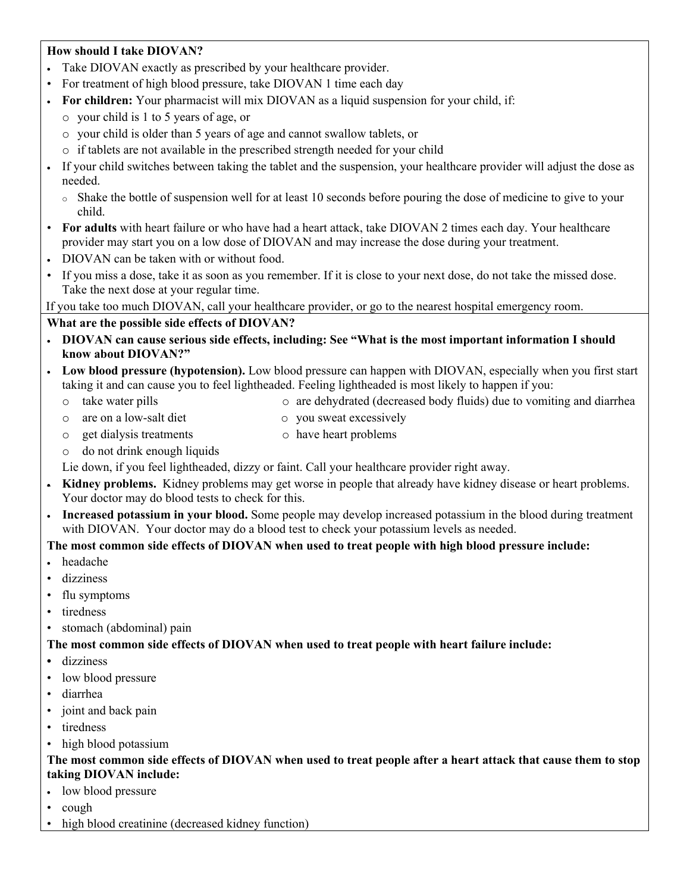**How should I take DIOVAN?**

- Take DIOVAN exactly as prescribed by your healthcare provider.
- For treatment of high blood pressure, take DIOVAN 1 time each day
- **For children:** Your pharmacist will mix DIOVAN as a liquid suspension for your child, if:
  - your child is 1 to 5 years of age, or
  - your child is older than 5 years of age and cannot swallow tablets, or
  - if tablets are not available in the prescribed strength needed for your child
- If your child switches between taking the tablet and the suspension, your healthcare provider will adjust the dose as needed.
  - Shake the bottle of suspension well for at least 10 seconds before pouring the dose of medicine to give to your child.
- **For adults** with heart failure or who have had a heart attack, take DIOVAN 2 times each day. Your healthcare provider may start you on a low dose of DIOVAN and may increase the dose during your treatment.
- DIOVAN can be taken with or without food.
- If you miss a dose, take it as soon as you remember. If it is close to your next dose, do not take the missed dose. Take the next dose at your regular time.

If you take too much DIOVAN, call your healthcare provider, or go to the nearest hospital emergency room.

**What are the possible side effects of DIOVAN?**

- **DIOVAN can cause serious side effects, including: See "What is the most important information I should know about DIOVAN?"**
- **Low blood pressure (hypotension).** Low blood pressure can happen with DIOVAN, especially when you first start taking it and can cause you to feel lightheaded. Feeling lightheaded is most likely to happen if you:
  - take water pills
  - are on a low-salt diet
  - get dialysis treatments
  - do not drink enough liquids
  - are dehydrated (decreased body fluids) due to vomiting and diarrhea
  - you sweat excessively
  - have heart problems

  Lie down, if you feel lightheaded, dizzy or faint. Call your healthcare provider right away.
- **Kidney problems.** Kidney problems may get worse in people that already have kidney disease or heart problems. Your doctor may do blood tests to check for this.
- **Increased potassium in your blood.** Some people may develop increased potassium in the blood during treatment with DIOVAN. Your doctor may do a blood test to check your potassium levels as needed.

**The most common side effects of DIOVAN when used to treat people with high blood pressure include:**

- headache
- dizziness
- flu symptoms
- tiredness
- stomach (abdominal) pain

**The most common side effects of DIOVAN when used to treat people with heart failure include:**

- dizziness
- low blood pressure
- diarrhea
- joint and back pain
- tiredness
- high blood potassium

**The most common side effects of DIOVAN when used to treat people after a heart attack that cause them to stop taking DIOVAN include:**

- low blood pressure
- cough
- high blood creatinine (decreased kidney function)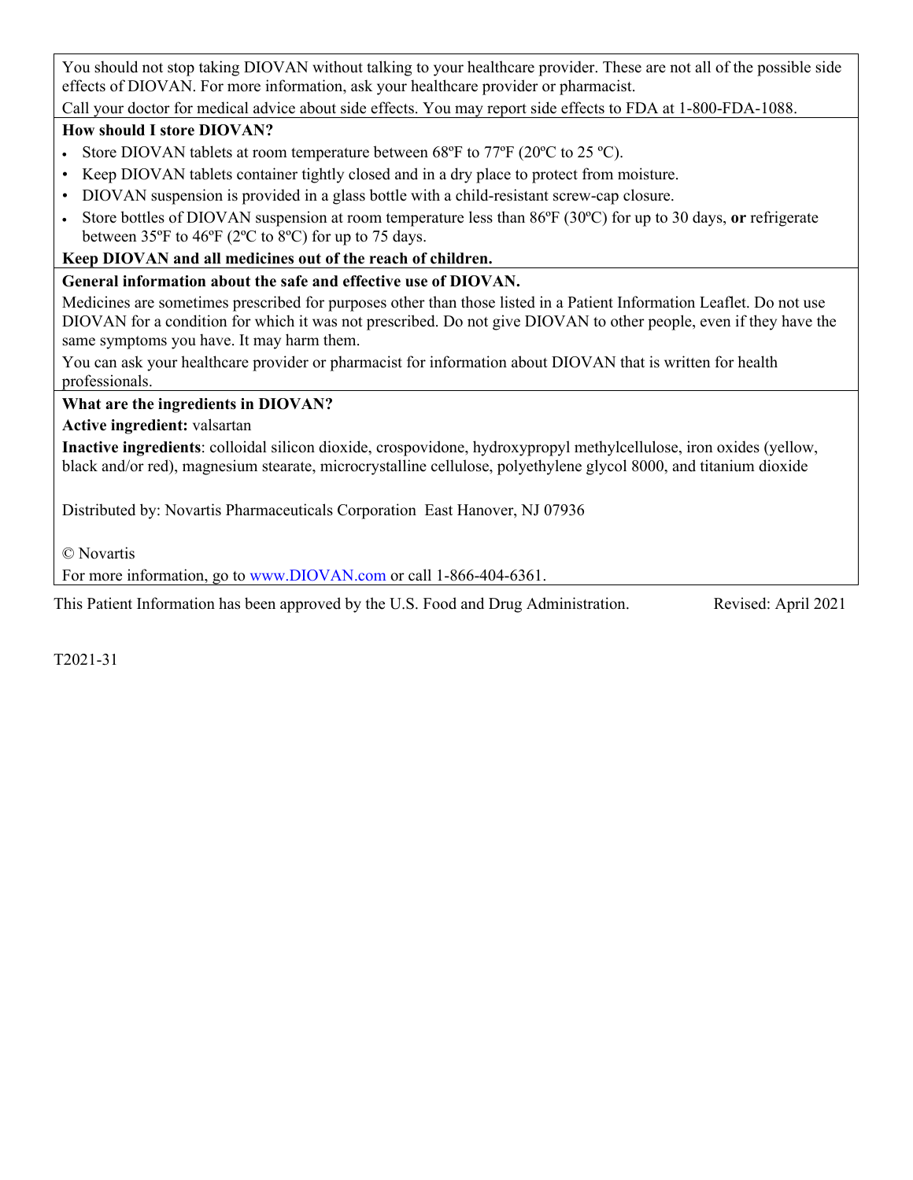You should not stop taking DIOVAN without talking to your healthcare provider. These are not all of the possible side effects of DIOVAN. For more information, ask your healthcare provider or pharmacist.

Call your doctor for medical advice about side effects. You may report side effects to FDA at 1-800-FDA-1088.

**How should I store DIOVAN?**

- Store DIOVAN tablets at room temperature between 68ºF to 77ºF (20ºC to 25 ºC).
- Keep DIOVAN tablets container tightly closed and in a dry place to protect from moisture.
- DIOVAN suspension is provided in a glass bottle with a child-resistant screw-cap closure.
- Store bottles of DIOVAN suspension at room temperature less than 86ºF (30ºC) for up to 30 days, **or** refrigerate between 35ºF to 46ºF (2ºC to 8ºC) for up to 75 days.

**Keep DIOVAN and all medicines out of the reach of children.**

**General information about the safe and effective use of DIOVAN.**

Medicines are sometimes prescribed for purposes other than those listed in a Patient Information Leaflet. Do not use DIOVAN for a condition for which it was not prescribed. Do not give DIOVAN to other people, even if they have the same symptoms you have. It may harm them.

You can ask your healthcare provider or pharmacist for information about DIOVAN that is written for health professionals.

**What are the ingredients in DIOVAN?**

**Active ingredient:** valsartan

**Inactive ingredients**: colloidal silicon dioxide, crospovidone, hydroxypropyl methylcellulose, iron oxides (yellow, black and/or red), magnesium stearate, microcrystalline cellulose, polyethylene glycol 8000, and titanium dioxide

Distributed by: Novartis Pharmaceuticals Corporation East Hanover, NJ 07936

© Novartis

For more information, go to www.DIOVAN.com or call 1-866-404-6361.

This Patient Information has been approved by the U.S. Food and Drug Administration. Revised: April 2021

T2021-31